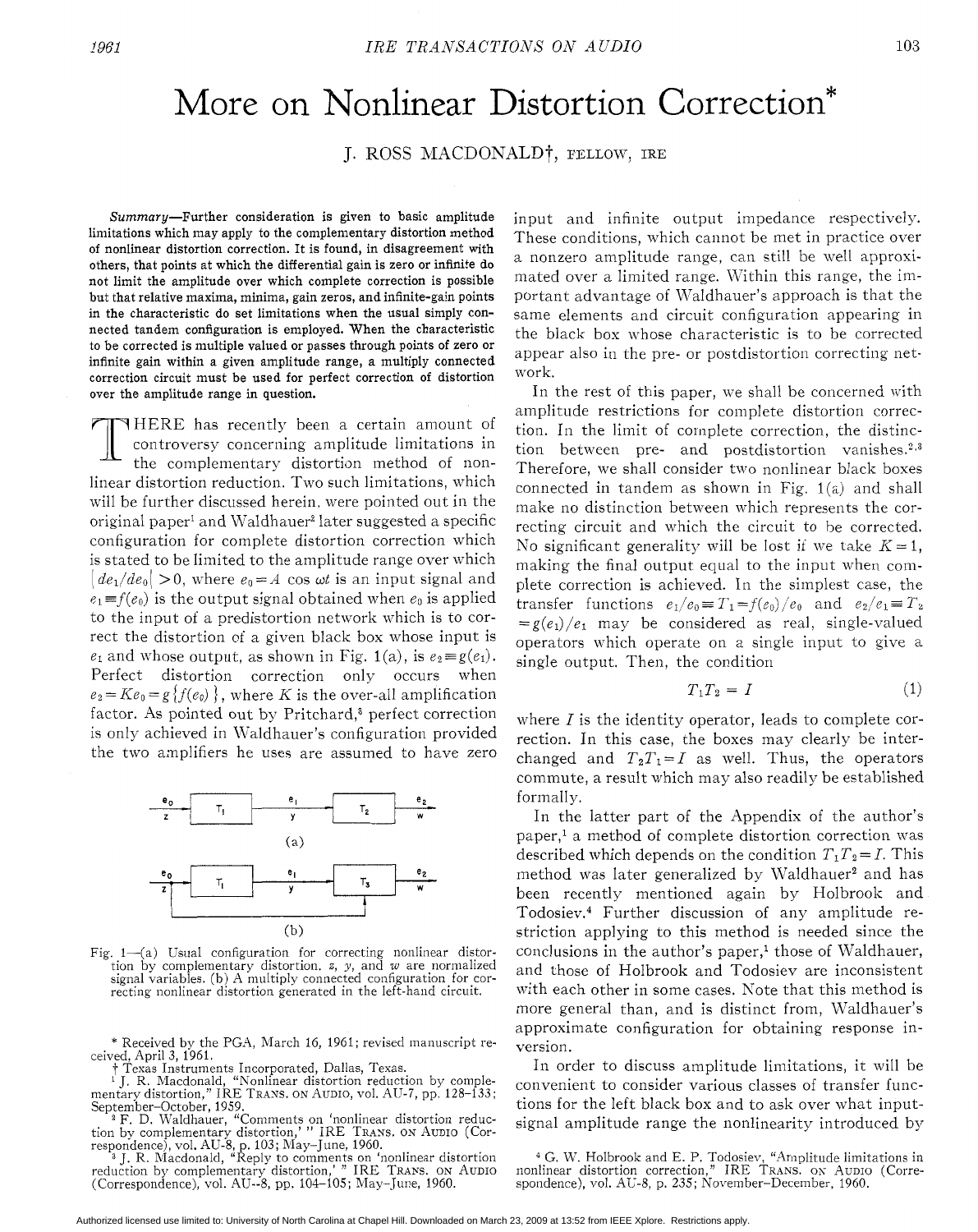# More on Nonlinear Distortion Correction*

J. ROSS MACDONALD†, FELLOW, IRE

**Summary**—Further consideration is given to basic amplitude limitations which may apply to the complementary distortion method of nonlinear distortion correction. It is found, in disagreement with others, that points at which the differential gain is zero or infinite do not limit the amplitude over which complete correction is possible but that relative maxima, minima, gain zeros, and infinite-gain points in the characteristic do set limitations when the usual simply connected tandem configuration is employed. When the characteristic to be corrected is multiple valued or passes through points of zero or infinite gain within a given amplitude range, a multiply connected correction circuit must be used for perfect correction of distortion over the amplitude range in question.

THERE has recently been a certain amount of controversy concerning amplitude limitations in the complementary distortion method of nonlinear distortion reduction. Two such limitations, which will be further discussed herein, were pointed out in the original paper[1] and Waldhauer[2] later suggested a specific configuration for complete distortion correction which is stated to be limited to the amplitude range over which $|de_1/de_0| > 0$, where $e_0 = A \cos \omega t$ is an input signal and $e_1 \equiv f(e_0)$ is the output signal obtained when $e_0$ is applied to the input of a predistortion network which is to correct the distortion of a given black box whose input is $e_1$ and whose output, as shown in Fig. 1(a), is $e_2 \equiv g(e_1)$. Perfect distortion correction only occurs when $e_2 = Ke_0 = g\{f(e_0)\}$, where $K$ is the over-all amplification factor. As pointed out by Pritchard,[3] perfect correction is only achieved in Waldhauer's configuration provided the two amplifiers he uses are assumed to have zero input and infinite output impedance respectively. These conditions, which cannot be met in practice over a nonzero amplitude range, can still be well approximated over a limited range. Within this range, the important advantage of Waldhauer's approach is that the same elements and circuit configuration appearing in the black box whose characteristic is to be corrected appear also in the pre- or postdistortion correcting network.

Fig. 1—(a) Usual configuration for correcting nonlinear distortion by complementary distortion. $z$, $y$, and $w$ are normalized signal variables. (b) A multiply connected configuration for correcting nonlinear distortion generated in the left-hand circuit.

In the rest of this paper, we shall be concerned with amplitude restrictions for complete distortion correction. In the limit of complete correction, the distinction between pre- and postdistortion vanishes.[2,3] Therefore, we shall consider two nonlinear black boxes connected in tandem as shown in Fig. 1(a) and shall make no distinction between which represents the correcting circuit and which the circuit to be corrected. No significant generality will be lost if we take $K = 1$, making the final output equal to the input when complete correction is achieved. In the simplest case, the transfer functions $e_1/e_0 \equiv T_1 = f(e_0)/e_0$ and $e_2/e_1 \equiv T_2 = g(e_1)/e_1$ may be considered as real, single-valued operators which operate on a single input to give a single output. Then, the condition

$$T_1 T_2 = I \tag{1}$$

where $I$ is the identity operator, leads to complete correction. In this case, the boxes may clearly be interchanged and $T_2 T_1 = I$ as well. Thus, the operators commute, a result which may also readily be established formally.

In the latter part of the Appendix of the author's paper,[1] a method of complete distortion correction was described which depends on the condition $T_1 T_2 = I$. This method was later generalized by Waldhauer[2] and has been recently mentioned again by Holbrook and Todosiev.[4] Further discussion of any amplitude restriction applying to this method is needed since the conclusions in the author's paper,[1] those of Waldhauer, and those of Holbrook and Todosiev are inconsistent with each other in some cases. Note that this method is more general than, and is distinct from, Waldhauer's approximate configuration for obtaining response inversion.

In order to discuss amplitude limitations, it will be convenient to consider various classes of transfer functions for the left black box and to ask over what input-signal amplitude range the nonlinearity introduced by

---

* Received by the PGA, March 16, 1961; revised manuscript received, April 3, 1961.

† Texas Instruments Incorporated, Dallas, Texas.

[1] J. R. Macdonald, "Nonlinear distortion reduction by complementary distortion," IRE Trans. on Audio, vol. AU-7, pp. 128–133; September–October, 1959.

[2] F. D. Waldhauer, "Comments on 'nonlinear distortion reduction by complementary distortion,'" IRE Trans. on Audio (Correspondence), vol. AU-8, p. 103; May–June, 1960.

[3] J. R. Macdonald, "Reply to comments on 'nonlinear distortion reduction by complementary distortion,'" IRE Trans. on Audio (Correspondence), vol. AU-8, pp. 104–105; May–June, 1960.

[4] G. W. Holbrook and E. P. Todosiev, "Amplitude limitations in nonlinear distortion correction," IRE Trans. on Audio (Correspondence), vol. AU-8, p. 235; November–December, 1960.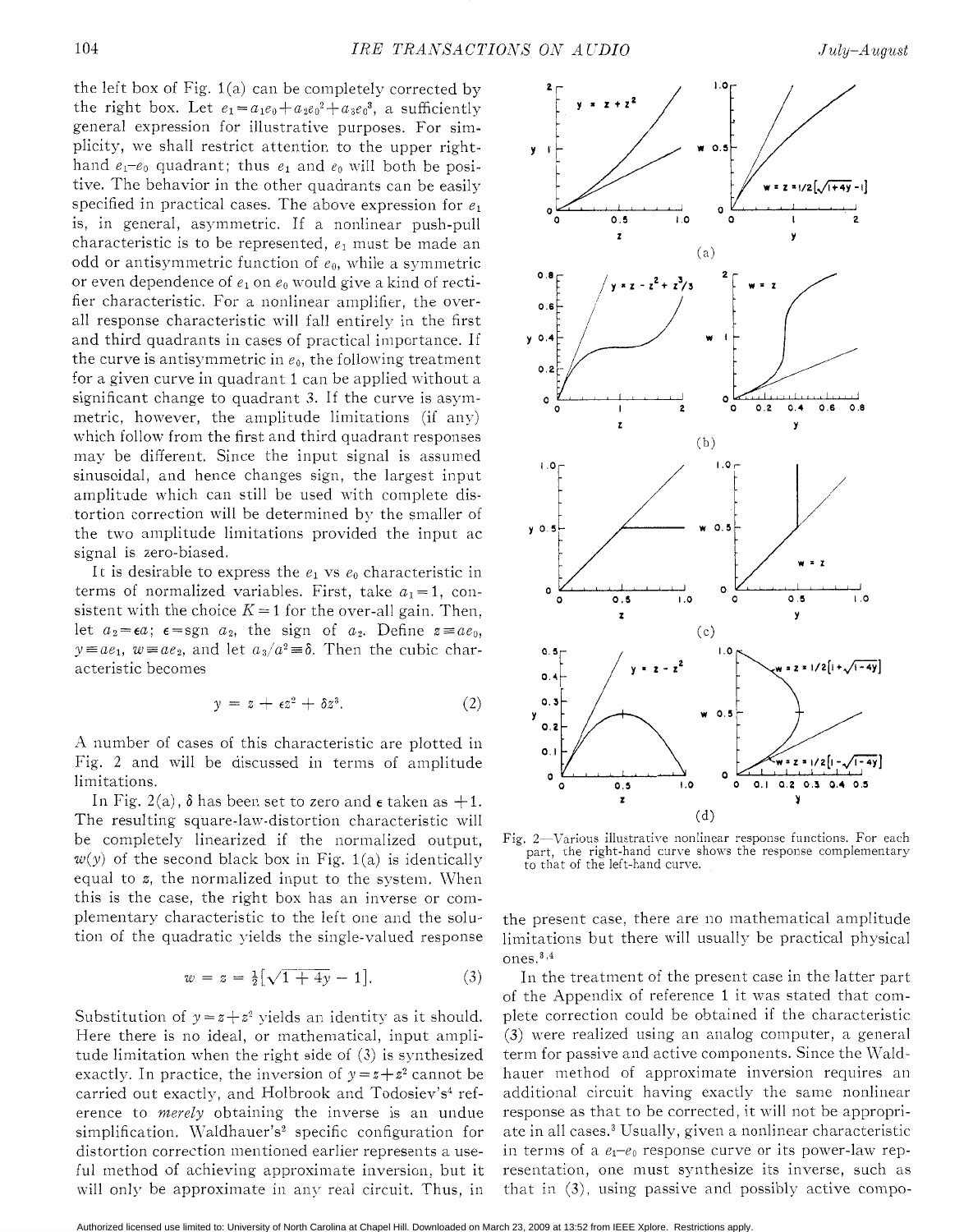the left box of Fig. 1(a) can be completely corrected by the right box. Let $e_1 = a_1 e_0 + a_2 e_0^2 + a_3 e_0^3$, a sufficiently general expression for illustrative purposes. For simplicity, we shall restrict attention to the upper right-hand $e_1$–$e_0$ quadrant; thus $e_1$ and $e_0$ will both be positive. The behavior in the other quadrants can be easily specified in practical cases. The above expression for $e_1$ is, in general, asymmetric. If a nonlinear push-pull characteristic is to be represented, $e_1$ must be made an odd or antisymmetric function of $e_0$, while a symmetric or even dependence of $e_1$ on $e_0$ would give a kind of rectifier characteristic. For a nonlinear amplifier, the over-all response characteristic will fall entirely in the first and third quadrants in cases of practical importance. If the curve is antisymmetric in $e_0$, the following treatment for a given curve in quadrant 1 can be applied without a significant change to quadrant 3. If the curve is asymmetric, however, the amplitude limitations (if any) which follow from the first and third quadrant responses may be different. Since the input signal is assumed sinusoidal, and hence changes sign, the largest input amplitude which can still be used with complete distortion correction will be determined by the smaller of the two amplitude limitations provided the input ac signal is zero-biased.

It is desirable to express the $e_1$ vs $e_0$ characteristic in terms of normalized variables. First, take $a_1 = 1$, consistent with the choice $K = 1$ for the over-all gain. Then, let $a_2 = \epsilon a$; $\epsilon = \text{sgn } a_2$, the sign of $a_2$. Define $z \equiv a e_0$, $y \equiv a e_1$, $w \equiv a e_2$, and let $a_3 / a^2 \equiv \delta$. Then the cubic characteristic becomes

$$y = z + \epsilon z^2 + \delta z^3. \tag{2}$$

A number of cases of this characteristic are plotted in Fig. 2 and will be discussed in terms of amplitude limitations.

In Fig. 2(a), $\delta$ has been set to zero and $\epsilon$ taken as $+1$. The resulting square-law-distortion characteristic will be completely linearized if the normalized output, $w(y)$ of the second black box in Fig. 1(a) is identically equal to $z$, the normalized input to the system. When this is the case, the right box has an inverse or complementary characteristic to the left one and the solution of the quadratic yields the single-valued response

$$w = z = \tfrac{1}{2}[\sqrt{1 + 4y} - 1]. \tag{3}$$

Substitution of $y = z + z^2$ yields an identity as it should. Here there is no ideal, or mathematical, input amplitude limitation when the right side of (3) is synthesized exactly. In practice, the inversion of $y = z + z^2$ cannot be carried out exactly, and Holbrook and Todosiev's[4] reference to *merely* obtaining the inverse is an undue simplification. Waldhauer's[2] specific configuration for distortion correction mentioned earlier represents a useful method of achieving approximate inversion, but it will only be approximate in any real circuit. Thus, in the present case, there are no mathematical amplitude limitations but there will usually be practical physical ones.[3,4]

Fig. 2—Various illustrative nonlinear response functions. For each part, the right-hand curve shows the response complementary to that of the left-hand curve.

In the treatment of the present case in the latter part of the Appendix of reference 1 it was stated that complete correction could be obtained if the characteristic (3) were realized using an analog computer, a general term for passive and active components. Since the Waldhauer method of approximate inversion requires an additional circuit having exactly the same nonlinear response as that to be corrected, it will not be appropriate in all cases.[3] Usually, given a nonlinear characteristic in terms of a $e_1$–$e_0$ response curve or its power-law representation, one must synthesize its inverse, such as that in (3), using passive and possibly active compo-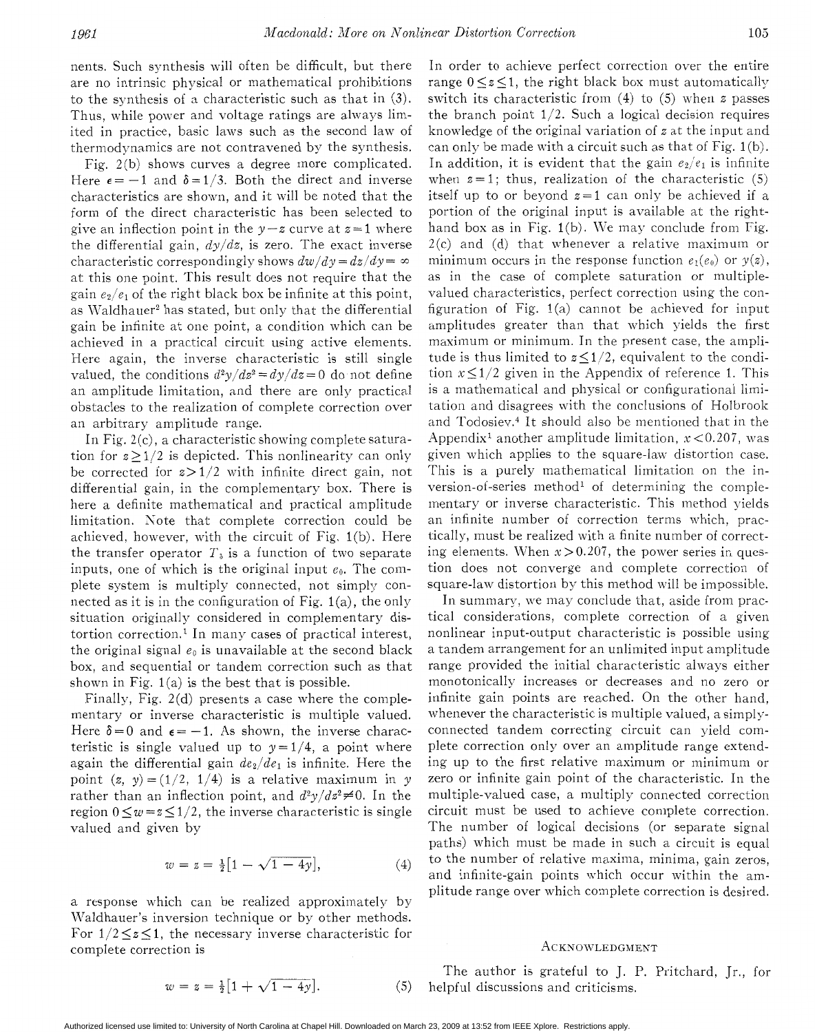nents. Such synthesis will often be difficult, but there are no intrinsic physical or mathematical prohibitions to the synthesis of a characteristic such as that in (3). Thus, while power and voltage ratings are always limited in practice, basic laws such as the second law of thermodynamics are not contravened by the synthesis.

Fig. 2(b) shows curves a degree more complicated. Here $\epsilon = -1$ and $\delta = 1/3$. Both the direct and inverse characteristics are shown, and it will be noted that the form of the direct characteristic has been selected to give an inflection point in the $y-z$ curve at $z=1$ where the differential gain, $dy/dz$, is zero. The exact inverse characteristic correspondingly shows $dw/dy = dz/dy = \infty$ at this one point. This result does not require that the gain $e_2/e_1$ of the right black box be infinite at this point, as Waldhauer[2] has stated, but only that the differential gain be infinite at one point, a condition which can be achieved in a practical circuit using active elements. Here again, the inverse characteristic is still single valued, the conditions $d^2y/dz^2 = dy/dz = 0$ do not define an amplitude limitation, and there are only practical obstacles to the realization of complete correction over an arbitrary amplitude range.

In Fig. 2(c), a characteristic showing complete saturation for $z \geq 1/2$ is depicted. This nonlinearity can only be corrected for $z > 1/2$ with infinite direct gain, not differential gain, in the complementary box. There is here a definite mathematical and practical amplitude limitation. Note that complete correction could be achieved, however, with the circuit of Fig. 1(b). Here the transfer operator $T_3$ is a function of two separate inputs, one of which is the original input $e_0$. The complete system is multiply connected, not simply connected as it is in the configuration of Fig. 1(a), the only situation originally considered in complementary distortion correction.[1] In many cases of practical interest, the original signal $e_0$ is unavailable at the second black box, and sequential or tandem correction such as that shown in Fig. 1(a) is the best that is possible.

Finally, Fig. 2(d) presents a case where the complementary or inverse characteristic is multiple valued. Here $\delta = 0$ and $\epsilon = -1$. As shown, the inverse characteristic is single valued up to $y = 1/4$, a point where again the differential gain $de_2/de_1$ is infinite. Here the point $(z, y) = (1/2, 1/4)$ is a relative maximum in $y$ rather than an inflection point, and $d^2y/dz^2 \neq 0$. In the region $0 \leq w = z \leq 1/2$, the inverse characteristic is single valued and given by

$$w = z = \tfrac{1}{2}[1 - \sqrt{1 - 4y}], \tag{4}$$

a response which can be realized approximately by Waldhauer's inversion technique or by other methods. For $1/2 \leq z \leq 1$, the necessary inverse characteristic for complete correction is

$$w = z = \tfrac{1}{2}[1 + \sqrt{1 - 4y}]. \tag{5}$$

In order to achieve perfect correction over the entire range $0 \leq z \leq 1$, the right black box must automatically switch its characteristic from (4) to (5) when $z$ passes the branch point $1/2$. Such a logical decision requires knowledge of the original variation of $z$ at the input and can only be made with a circuit such as that of Fig. 1(b). In addition, it is evident that the gain $e_2/e_1$ is infinite when $z = 1$; thus, realization of the characteristic (5) itself up to or beyond $z = 1$ can only be achieved if a portion of the original input is available at the right-hand box as in Fig. 1(b). We may conclude from Fig. 2(c) and (d) that whenever a relative maximum or minimum occurs in the response function $e_1(e_0)$ or $y(z)$, as in the case of complete saturation or multiple-valued characteristics, perfect correction using the configuration of Fig. 1(a) cannot be achieved for input amplitudes greater than that which yields the first maximum or minimum. In the present case, the amplitude is thus limited to $z \leq 1/2$, equivalent to the condition $x \leq 1/2$ given in the Appendix of reference 1. This is a mathematical and physical or configurational limitation and disagrees with the conclusions of Holbrook and Todosiev.[4] It should also be mentioned that in the Appendix[1] another amplitude limitation, $x < 0.207$, was given which applies to the square-law distortion case. This is a purely mathematical limitation on the inversion-of-series method[1] of determining the complementary or inverse characteristic. This method yields an infinite number of correction terms which, practically, must be realized with a finite number of correcting elements. When $x > 0.207$, the power series in question does not converge and complete correction of square-law distortion by this method will be impossible.

In summary, we may conclude that, aside from practical considerations, complete correction of a given nonlinear input-output characteristic is possible using a tandem arrangement for an unlimited input amplitude range provided the initial characteristic always either monotonically increases or decreases and no zero or infinite gain points are reached. On the other hand, whenever the characteristic is multiple valued, a simply-connected tandem correcting circuit can yield complete correction only over an amplitude range extending up to the first relative maximum or minimum or zero or infinite gain point of the characteristic. In the multiple-valued case, a multiply connected correction circuit must be used to achieve complete correction. The number of logical decisions (or separate signal paths) which must be made in such a circuit is equal to the number of relative maxima, minima, gain zeros, and infinite-gain points which occur within the amplitude range over which complete correction is desired.

## Acknowledgment

The author is grateful to J. P. Pritchard, Jr., for helpful discussions and criticisms.